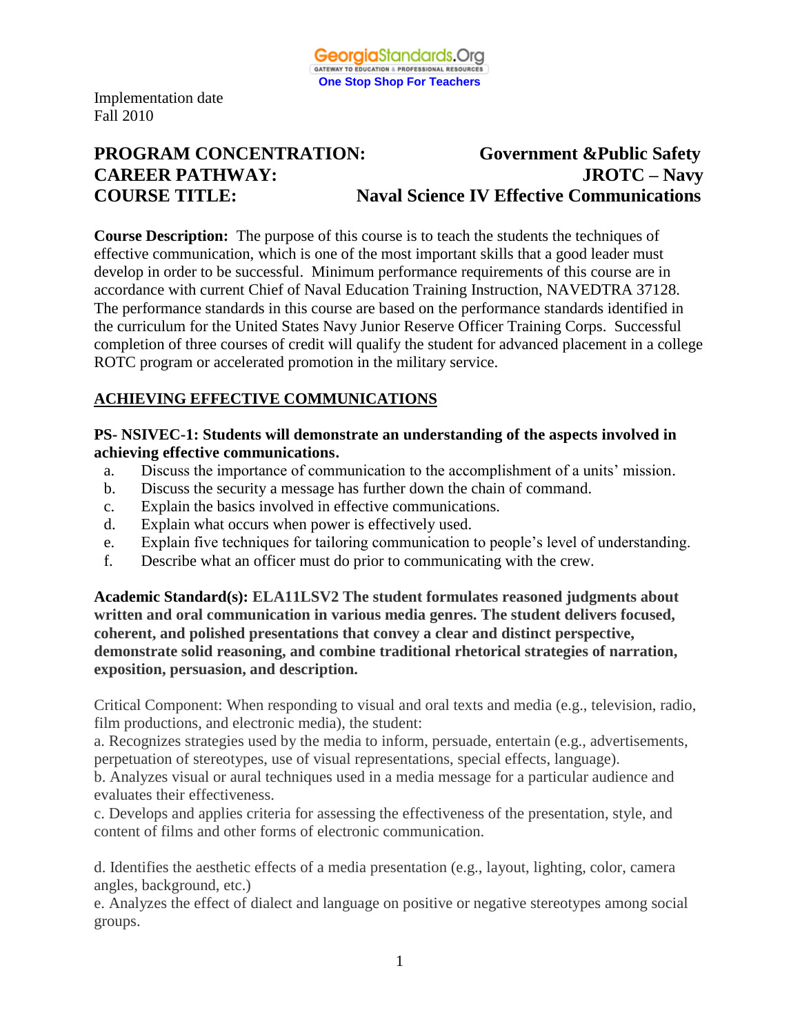GeorgiaStandards.Org
GATEWAY TO EDUCATION & PROFESSIONAL RESOURCES
One Stop Shop For Teachers

Implementation date
Fall 2010

**PROGRAM CONCENTRATION:** **Government &Public Safety**
**CAREER PATHWAY:** **JROTC – Navy**
**COURSE TITLE:** **Naval Science IV Effective Communications**

**Course Description:** The purpose of this course is to teach the students the techniques of effective communication, which is one of the most important skills that a good leader must develop in order to be successful. Minimum performance requirements of this course are in accordance with current Chief of Naval Education Training Instruction, NAVEDTRA 37128. The performance standards in this course are based on the performance standards identified in the curriculum for the United States Navy Junior Reserve Officer Training Corps. Successful completion of three courses of credit will qualify the student for advanced placement in a college ROTC program or accelerated promotion in the military service.

## ACHIEVING EFFECTIVE COMMUNICATIONS

**PS- NSIVEC-1: Students will demonstrate an understanding of the aspects involved in achieving effective communications.**

a. Discuss the importance of communication to the accomplishment of a units' mission.
b. Discuss the security a message has further down the chain of command.
c. Explain the basics involved in effective communications.
d. Explain what occurs when power is effectively used.
e. Explain five techniques for tailoring communication to people's level of understanding.
f. Describe what an officer must do prior to communicating with the crew.

**Academic Standard(s): ELA11LSV2 The student formulates reasoned judgments about written and oral communication in various media genres. The student delivers focused, coherent, and polished presentations that convey a clear and distinct perspective, demonstrate solid reasoning, and combine traditional rhetorical strategies of narration, exposition, persuasion, and description.**

Critical Component: When responding to visual and oral texts and media (e.g., television, radio, film productions, and electronic media), the student:
a. Recognizes strategies used by the media to inform, persuade, entertain (e.g., advertisements, perpetuation of stereotypes, use of visual representations, special effects, language).
b. Analyzes visual or aural techniques used in a media message for a particular audience and evaluates their effectiveness.
c. Develops and applies criteria for assessing the effectiveness of the presentation, style, and content of films and other forms of electronic communication.

d. Identifies the aesthetic effects of a media presentation (e.g., layout, lighting, color, camera angles, background, etc.)
e. Analyzes the effect of dialect and language on positive or negative stereotypes among social groups.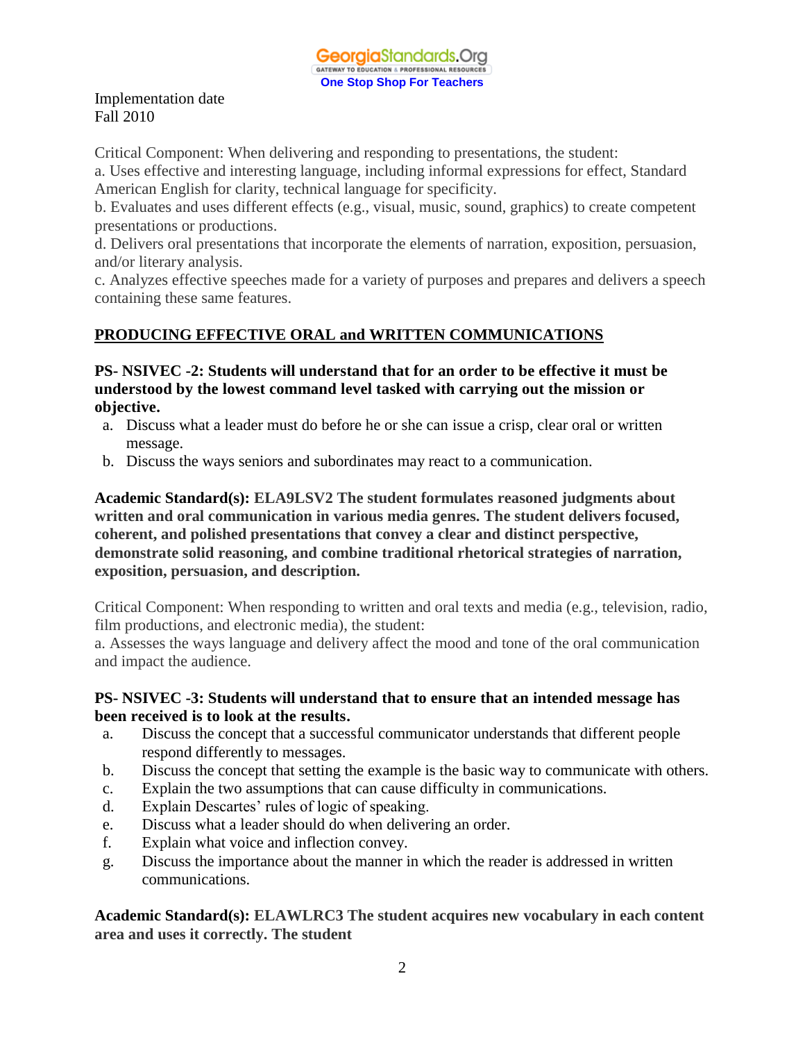Implementation date
Fall 2010

Critical Component: When delivering and responding to presentations, the student:
a. Uses effective and interesting language, including informal expressions for effect, Standard American English for clarity, technical language for specificity.
b. Evaluates and uses different effects (e.g., visual, music, sound, graphics) to create competent presentations or productions.
d. Delivers oral presentations that incorporate the elements of narration, exposition, persuasion, and/or literary analysis.
c. Analyzes effective speeches made for a variety of purposes and prepares and delivers a speech containing these same features.

## PRODUCING EFFECTIVE ORAL and WRITTEN COMMUNICATIONS

**PS- NSIVEC -2: Students will understand that for an order to be effective it must be understood by the lowest command level tasked with carrying out the mission or objective.**

a. Discuss what a leader must do before he or she can issue a crisp, clear oral or written message.
b. Discuss the ways seniors and subordinates may react to a communication.

**Academic Standard(s): ELA9LSV2 The student formulates reasoned judgments about written and oral communication in various media genres. The student delivers focused, coherent, and polished presentations that convey a clear and distinct perspective, demonstrate solid reasoning, and combine traditional rhetorical strategies of narration, exposition, persuasion, and description.**

Critical Component: When responding to written and oral texts and media (e.g., television, radio, film productions, and electronic media), the student:
a. Assesses the ways language and delivery affect the mood and tone of the oral communication and impact the audience.

**PS- NSIVEC -3: Students will understand that to ensure that an intended message has been received is to look at the results.**

a. Discuss the concept that a successful communicator understands that different people respond differently to messages.
b. Discuss the concept that setting the example is the basic way to communicate with others.
c. Explain the two assumptions that can cause difficulty in communications.
d. Explain Descartes' rules of logic of speaking.
e. Discuss what a leader should do when delivering an order.
f. Explain what voice and inflection convey.
g. Discuss the importance about the manner in which the reader is addressed in written communications.

**Academic Standard(s): ELAWLRC3 The student acquires new vocabulary in each content area and uses it correctly. The student**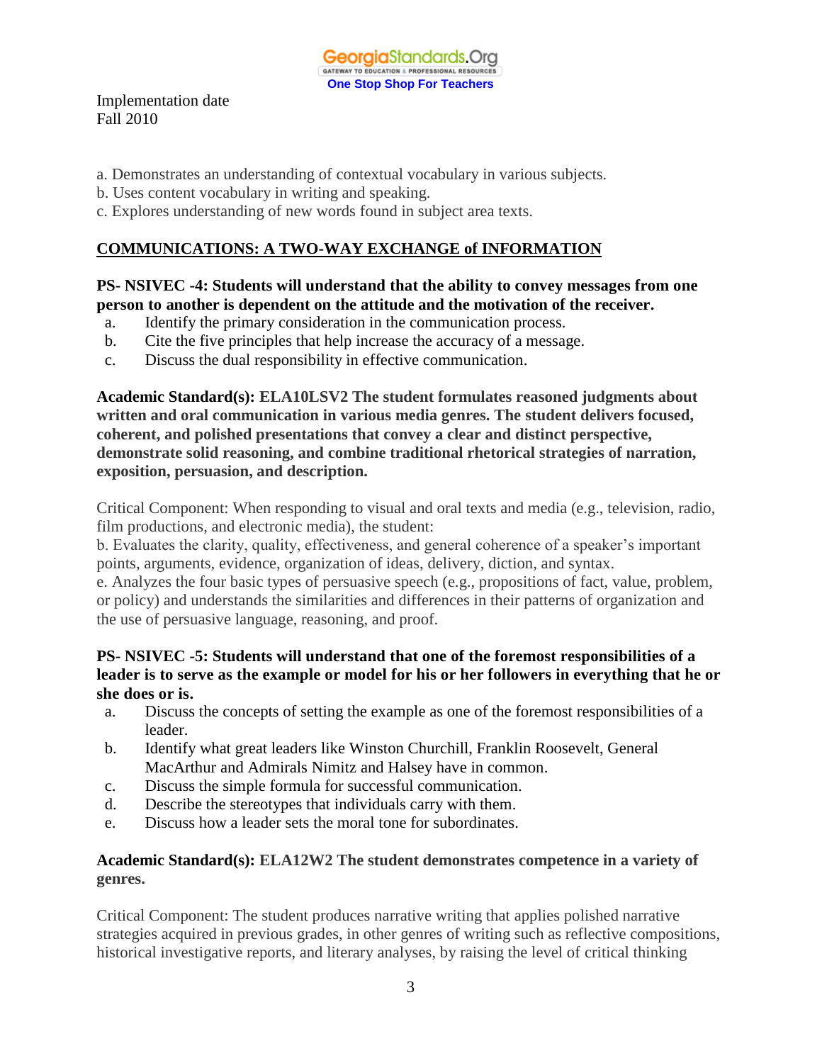Implementation date
Fall 2010

a. Demonstrates an understanding of contextual vocabulary in various subjects.
b. Uses content vocabulary in writing and speaking.
c. Explores understanding of new words found in subject area texts.

**COMMUNICATIONS: A TWO-WAY EXCHANGE of INFORMATION**

**PS- NSIVEC -4: Students will understand that the ability to convey messages from one person to another is dependent on the attitude and the motivation of the receiver.**

a. Identify the primary consideration in the communication process.
b. Cite the five principles that help increase the accuracy of a message.
c. Discuss the dual responsibility in effective communication.

**Academic Standard(s): ELA10LSV2 The student formulates reasoned judgments about written and oral communication in various media genres. The student delivers focused, coherent, and polished presentations that convey a clear and distinct perspective, demonstrate solid reasoning, and combine traditional rhetorical strategies of narration, exposition, persuasion, and description.**

Critical Component: When responding to visual and oral texts and media (e.g., television, radio, film productions, and electronic media), the student:
b. Evaluates the clarity, quality, effectiveness, and general coherence of a speaker's important points, arguments, evidence, organization of ideas, delivery, diction, and syntax.
e. Analyzes the four basic types of persuasive speech (e.g., propositions of fact, value, problem, or policy) and understands the similarities and differences in their patterns of organization and the use of persuasive language, reasoning, and proof.

**PS- NSIVEC -5: Students will understand that one of the foremost responsibilities of a leader is to serve as the example or model for his or her followers in everything that he or she does or is.**

a. Discuss the concepts of setting the example as one of the foremost responsibilities of a leader.
b. Identify what great leaders like Winston Churchill, Franklin Roosevelt, General MacArthur and Admirals Nimitz and Halsey have in common.
c. Discuss the simple formula for successful communication.
d. Describe the stereotypes that individuals carry with them.
e. Discuss how a leader sets the moral tone for subordinates.

**Academic Standard(s): ELA12W2 The student demonstrates competence in a variety of genres.**

Critical Component: The student produces narrative writing that applies polished narrative strategies acquired in previous grades, in other genres of writing such as reflective compositions, historical investigative reports, and literary analyses, by raising the level of critical thinking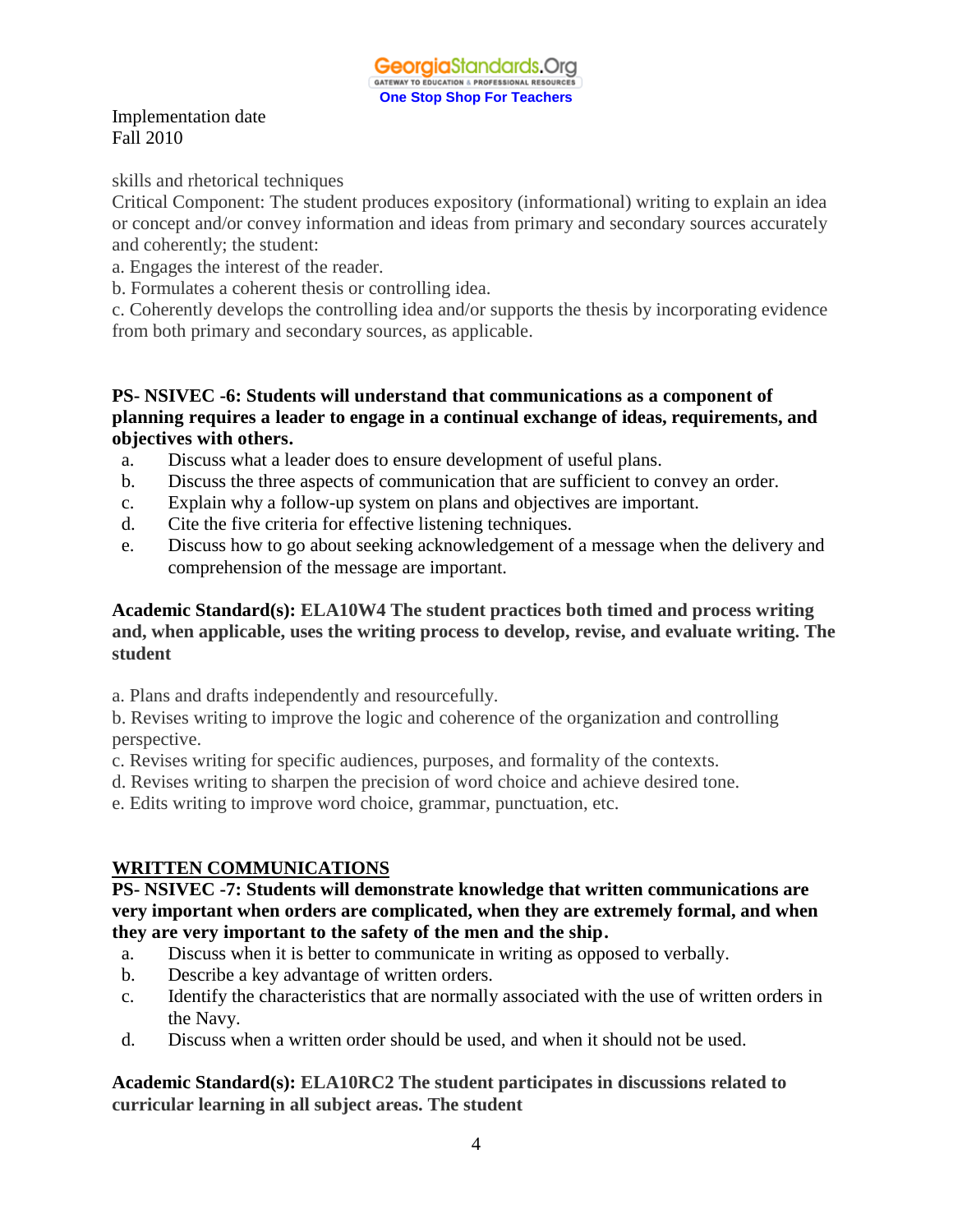Implementation date
Fall 2010

skills and rhetorical techniques
Critical Component: The student produces expository (informational) writing to explain an idea or concept and/or convey information and ideas from primary and secondary sources accurately and coherently; the student:
a. Engages the interest of the reader.
b. Formulates a coherent thesis or controlling idea.
c. Coherently develops the controlling idea and/or supports the thesis by incorporating evidence from both primary and secondary sources, as applicable.

**PS- NSIVEC -6: Students will understand that communications as a component of planning requires a leader to engage in a continual exchange of ideas, requirements, and objectives with others.**

a. Discuss what a leader does to ensure development of useful plans.
b. Discuss the three aspects of communication that are sufficient to convey an order.
c. Explain why a follow-up system on plans and objectives are important.
d. Cite the five criteria for effective listening techniques.
e. Discuss how to go about seeking acknowledgement of a message when the delivery and comprehension of the message are important.

**Academic Standard(s): ELA10W4 The student practices both timed and process writing and, when applicable, uses the writing process to develop, revise, and evaluate writing. The student**

a. Plans and drafts independently and resourcefully.
b. Revises writing to improve the logic and coherence of the organization and controlling perspective.
c. Revises writing for specific audiences, purposes, and formality of the contexts.
d. Revises writing to sharpen the precision of word choice and achieve desired tone.
e. Edits writing to improve word choice, grammar, punctuation, etc.

**WRITTEN COMMUNICATIONS**

**PS- NSIVEC -7: Students will demonstrate knowledge that written communications are very important when orders are complicated, when they are extremely formal, and when they are very important to the safety of the men and the ship.**

a. Discuss when it is better to communicate in writing as opposed to verbally.
b. Describe a key advantage of written orders.
c. Identify the characteristics that are normally associated with the use of written orders in the Navy.
d. Discuss when a written order should be used, and when it should not be used.

**Academic Standard(s): ELA10RC2 The student participates in discussions related to curricular learning in all subject areas. The student**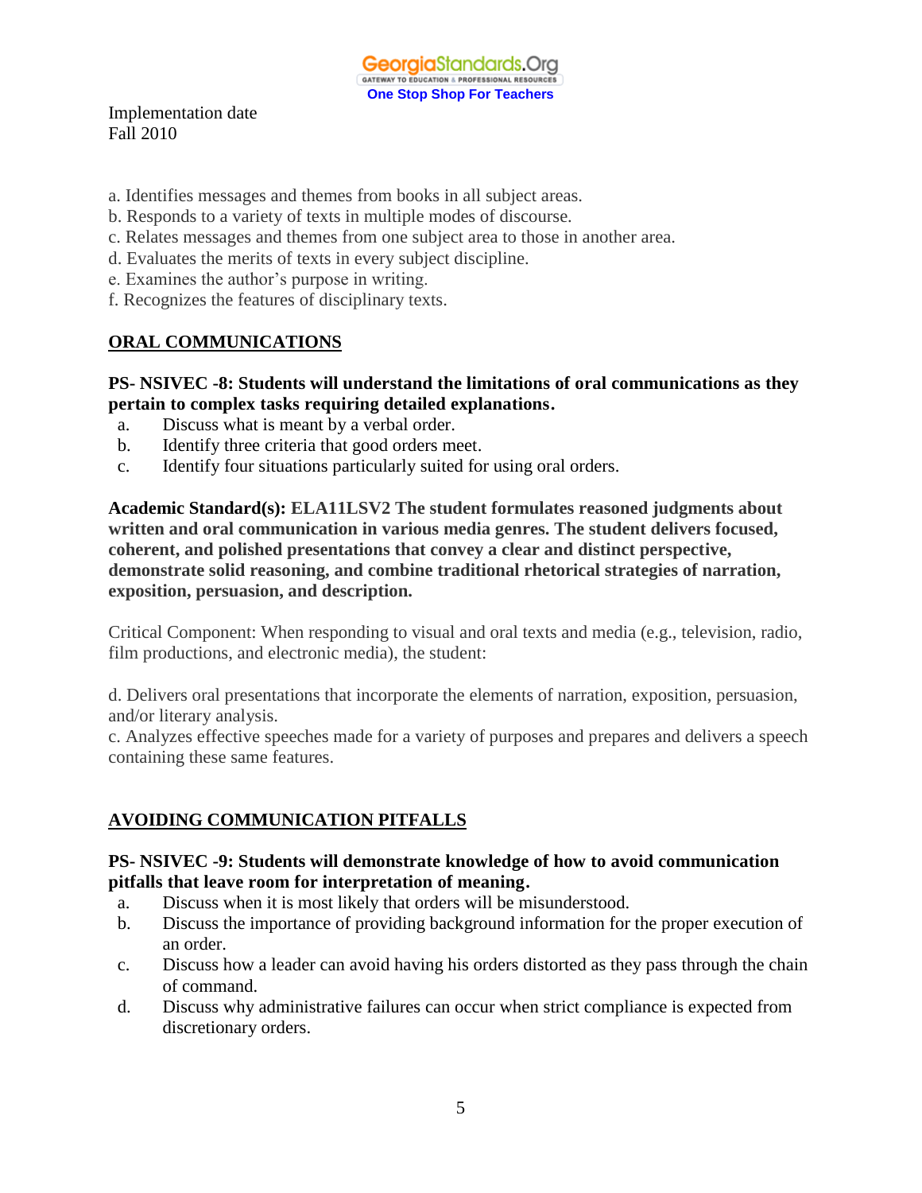Implementation date
Fall 2010

a. Identifies messages and themes from books in all subject areas.
b. Responds to a variety of texts in multiple modes of discourse.
c. Relates messages and themes from one subject area to those in another area.
d. Evaluates the merits of texts in every subject discipline.
e. Examines the author's purpose in writing.
f. Recognizes the features of disciplinary texts.

## ORAL COMMUNICATIONS

**PS- NSIVEC -8: Students will understand the limitations of oral communications as they pertain to complex tasks requiring detailed explanations.**

a. Discuss what is meant by a verbal order.
b. Identify three criteria that good orders meet.
c. Identify four situations particularly suited for using oral orders.

**Academic Standard(s): ELA11LSV2 The student formulates reasoned judgments about written and oral communication in various media genres. The student delivers focused, coherent, and polished presentations that convey a clear and distinct perspective, demonstrate solid reasoning, and combine traditional rhetorical strategies of narration, exposition, persuasion, and description.**

Critical Component: When responding to visual and oral texts and media (e.g., television, radio, film productions, and electronic media), the student:

d. Delivers oral presentations that incorporate the elements of narration, exposition, persuasion, and/or literary analysis.
c. Analyzes effective speeches made for a variety of purposes and prepares and delivers a speech containing these same features.

## AVOIDING COMMUNICATION PITFALLS

**PS- NSIVEC -9: Students will demonstrate knowledge of how to avoid communication pitfalls that leave room for interpretation of meaning.**

a. Discuss when it is most likely that orders will be misunderstood.
b. Discuss the importance of providing background information for the proper execution of an order.
c. Discuss how a leader can avoid having his orders distorted as they pass through the chain of command.
d. Discuss why administrative failures can occur when strict compliance is expected from discretionary orders.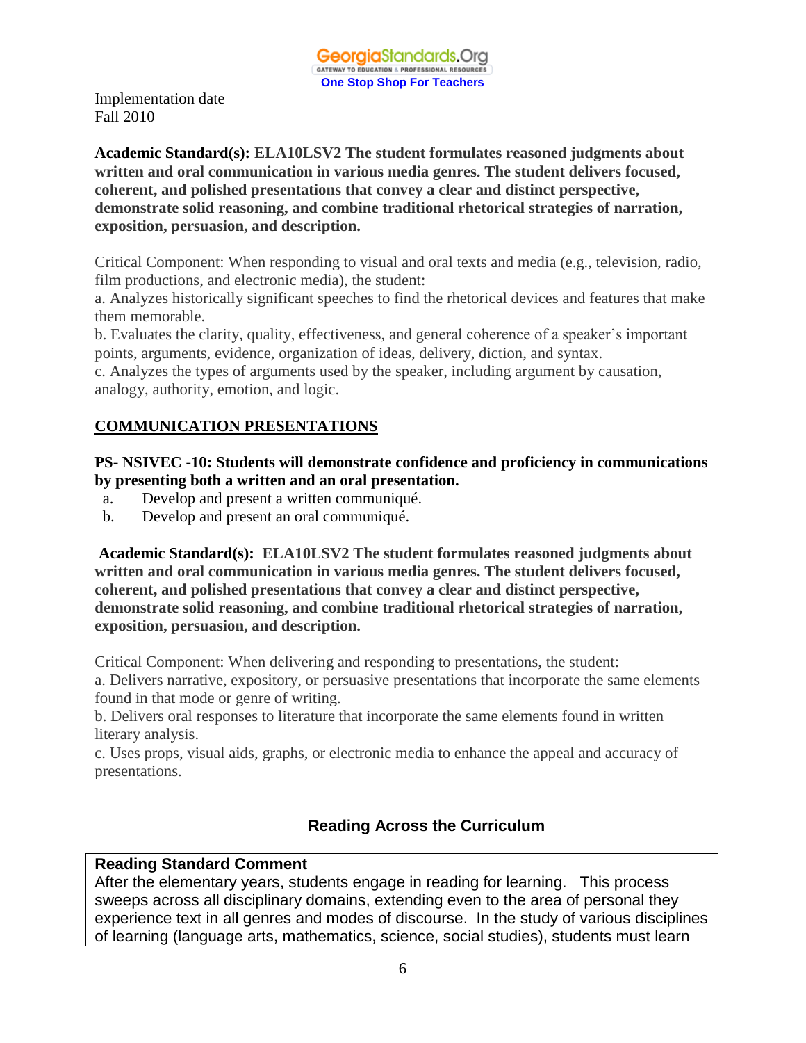Implementation date
Fall 2010

**Academic Standard(s): ELA10LSV2 The student formulates reasoned judgments about written and oral communication in various media genres. The student delivers focused, coherent, and polished presentations that convey a clear and distinct perspective, demonstrate solid reasoning, and combine traditional rhetorical strategies of narration, exposition, persuasion, and description.**

Critical Component: When responding to visual and oral texts and media (e.g., television, radio, film productions, and electronic media), the student:
a. Analyzes historically significant speeches to find the rhetorical devices and features that make them memorable.
b. Evaluates the clarity, quality, effectiveness, and general coherence of a speaker's important points, arguments, evidence, organization of ideas, delivery, diction, and syntax.
c. Analyzes the types of arguments used by the speaker, including argument by causation, analogy, authority, emotion, and logic.

## COMMUNICATION PRESENTATIONS

**PS- NSIVEC -10: Students will demonstrate confidence and proficiency in communications by presenting both a written and an oral presentation.**

a. Develop and present a written communiqué.
b. Develop and present an oral communiqué.

**Academic Standard(s): ELA10LSV2 The student formulates reasoned judgments about written and oral communication in various media genres. The student delivers focused, coherent, and polished presentations that convey a clear and distinct perspective, demonstrate solid reasoning, and combine traditional rhetorical strategies of narration, exposition, persuasion, and description.**

Critical Component: When delivering and responding to presentations, the student:
a. Delivers narrative, expository, or persuasive presentations that incorporate the same elements found in that mode or genre of writing.
b. Delivers oral responses to literature that incorporate the same elements found in written literary analysis.
c. Uses props, visual aids, graphs, or electronic media to enhance the appeal and accuracy of presentations.

## Reading Across the Curriculum

**Reading Standard Comment**
After the elementary years, students engage in reading for learning. This process sweeps across all disciplinary domains, extending even to the area of personal they experience text in all genres and modes of discourse. In the study of various disciplines of learning (language arts, mathematics, science, social studies), students must learn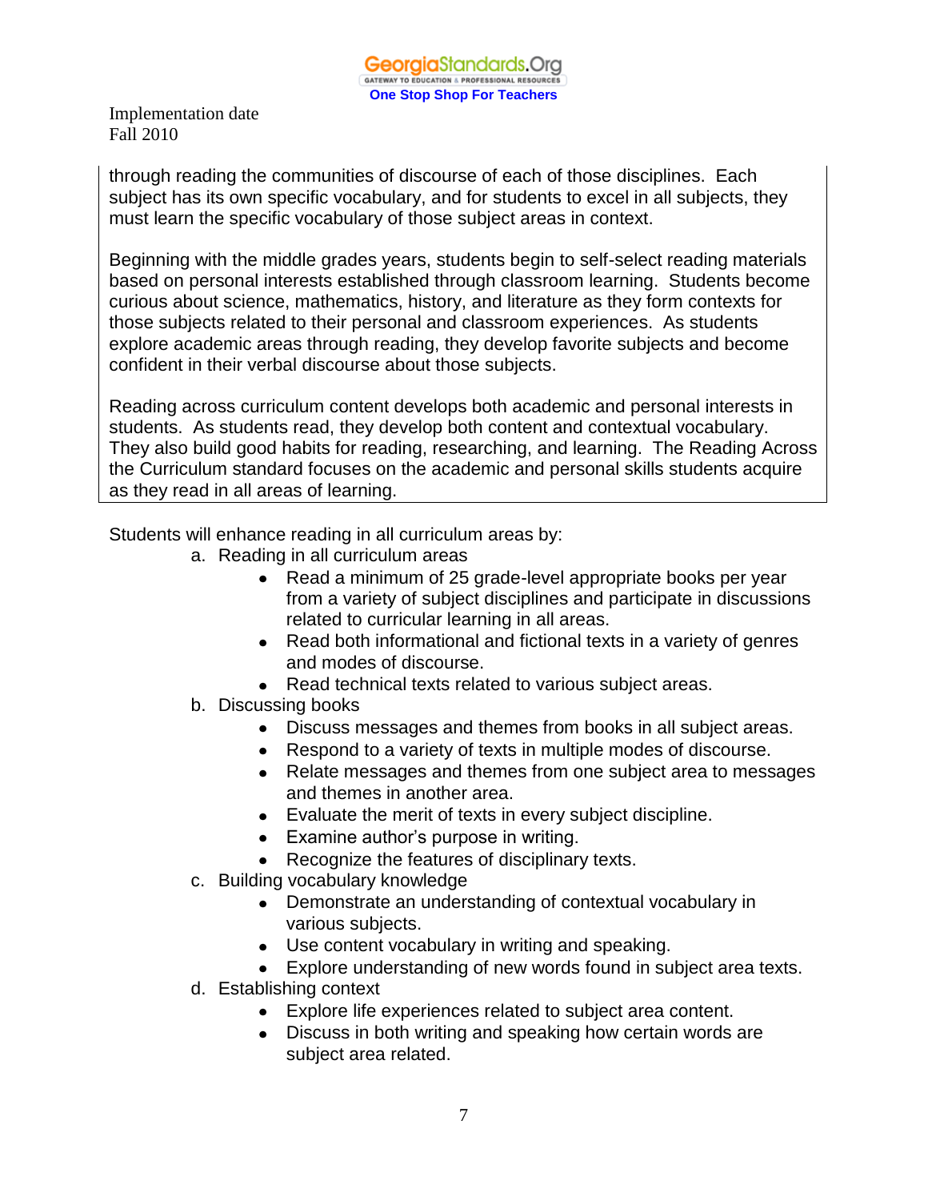through reading the communities of discourse of each of those disciplines. Each subject has its own specific vocabulary, and for students to excel in all subjects, they must learn the specific vocabulary of those subject areas in context.

Beginning with the middle grades years, students begin to self-select reading materials based on personal interests established through classroom learning. Students become curious about science, mathematics, history, and literature as they form contexts for those subjects related to their personal and classroom experiences. As students explore academic areas through reading, they develop favorite subjects and become confident in their verbal discourse about those subjects.

Reading across curriculum content develops both academic and personal interests in students. As students read, they develop both content and contextual vocabulary. They also build good habits for reading, researching, and learning. The Reading Across the Curriculum standard focuses on the academic and personal skills students acquire as they read in all areas of learning.

Students will enhance reading in all curriculum areas by:

a. Reading in all curriculum areas
   - Read a minimum of 25 grade-level appropriate books per year from a variety of subject disciplines and participate in discussions related to curricular learning in all areas.
   - Read both informational and fictional texts in a variety of genres and modes of discourse.
   - Read technical texts related to various subject areas.

b. Discussing books
   - Discuss messages and themes from books in all subject areas.
   - Respond to a variety of texts in multiple modes of discourse.
   - Relate messages and themes from one subject area to messages and themes in another area.
   - Evaluate the merit of texts in every subject discipline.
   - Examine author's purpose in writing.
   - Recognize the features of disciplinary texts.

c. Building vocabulary knowledge
   - Demonstrate an understanding of contextual vocabulary in various subjects.
   - Use content vocabulary in writing and speaking.
   - Explore understanding of new words found in subject area texts.

d. Establishing context
   - Explore life experiences related to subject area content.
   - Discuss in both writing and speaking how certain words are subject area related.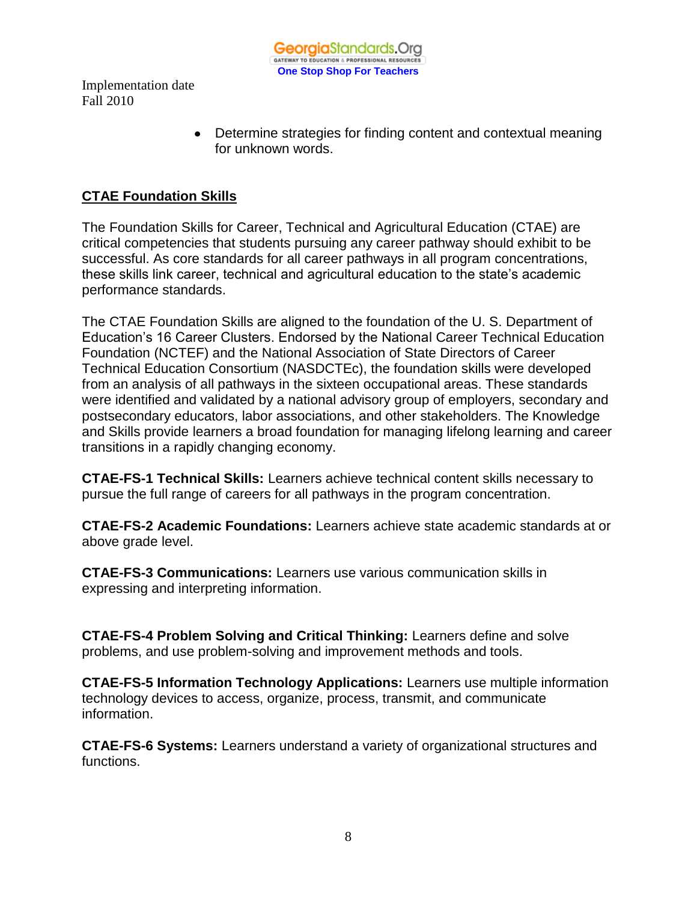- Determine strategies for finding content and contextual meaning for unknown words.

## CTAE Foundation Skills

The Foundation Skills for Career, Technical and Agricultural Education (CTAE) are critical competencies that students pursuing any career pathway should exhibit to be successful. As core standards for all career pathways in all program concentrations, these skills link career, technical and agricultural education to the state's academic performance standards.

The CTAE Foundation Skills are aligned to the foundation of the U. S. Department of Education's 16 Career Clusters. Endorsed by the National Career Technical Education Foundation (NCTEF) and the National Association of State Directors of Career Technical Education Consortium (NASDCTEc), the foundation skills were developed from an analysis of all pathways in the sixteen occupational areas. These standards were identified and validated by a national advisory group of employers, secondary and postsecondary educators, labor associations, and other stakeholders. The Knowledge and Skills provide learners a broad foundation for managing lifelong learning and career transitions in a rapidly changing economy.

**CTAE-FS-1 Technical Skills:** Learners achieve technical content skills necessary to pursue the full range of careers for all pathways in the program concentration.

**CTAE-FS-2 Academic Foundations:** Learners achieve state academic standards at or above grade level.

**CTAE-FS-3 Communications:** Learners use various communication skills in expressing and interpreting information.

**CTAE-FS-4 Problem Solving and Critical Thinking:** Learners define and solve problems, and use problem-solving and improvement methods and tools.

**CTAE-FS-5 Information Technology Applications:** Learners use multiple information technology devices to access, organize, process, transmit, and communicate information.

**CTAE-FS-6 Systems:** Learners understand a variety of organizational structures and functions.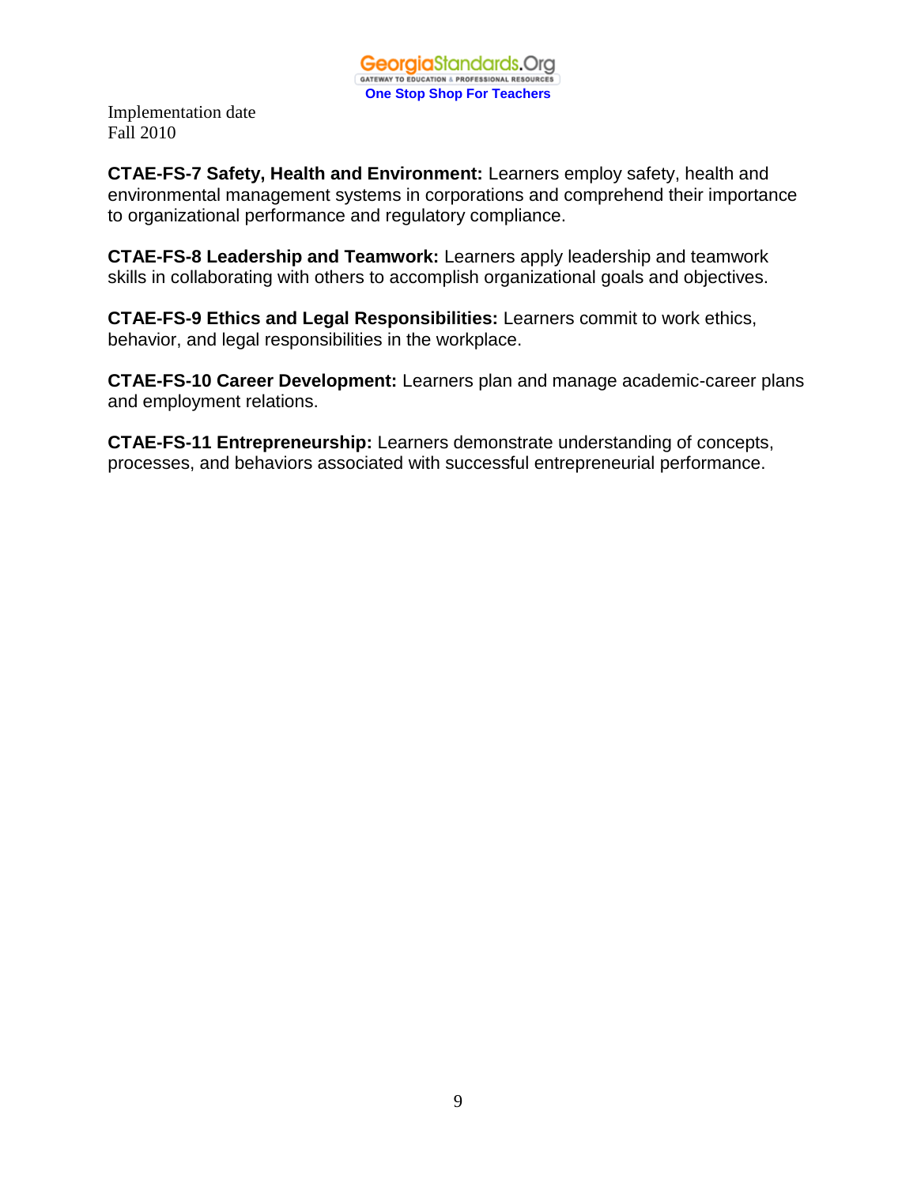Implementation date
Fall 2010

**CTAE-FS-7 Safety, Health and Environment:** Learners employ safety, health and environmental management systems in corporations and comprehend their importance to organizational performance and regulatory compliance.

**CTAE-FS-8 Leadership and Teamwork:** Learners apply leadership and teamwork skills in collaborating with others to accomplish organizational goals and objectives.

**CTAE-FS-9 Ethics and Legal Responsibilities:** Learners commit to work ethics, behavior, and legal responsibilities in the workplace.

**CTAE-FS-10 Career Development:** Learners plan and manage academic-career plans and employment relations.

**CTAE-FS-11 Entrepreneurship:** Learners demonstrate understanding of concepts, processes, and behaviors associated with successful entrepreneurial performance.